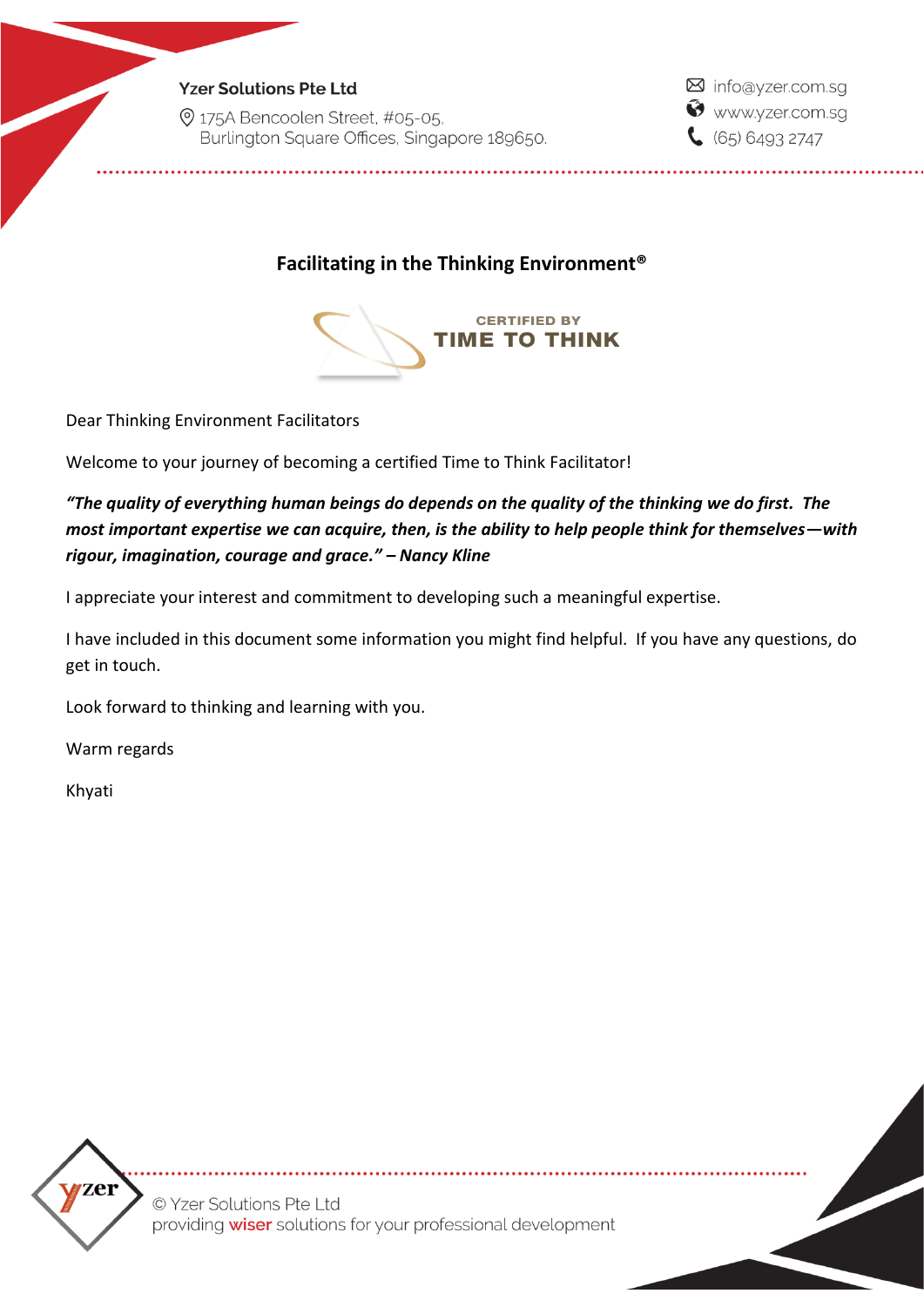**Yzer Solutions Pte Ltd**

175A Bencoolen Street, #05-05,
Burlington Square Offices, Singapore 189650.

info@yzer.com.sg
www.yzer.com.sg
(65) 6493 2747

# Facilitating in the Thinking Environment®

CERTIFIED BY
TIME TO THINK

Dear Thinking Environment Facilitators

Welcome to your journey of becoming a certified Time to Think Facilitator!

***"The quality of everything human beings do depends on the quality of the thinking we do first. The most important expertise we can acquire, then, is the ability to help people think for themselves—with rigour, imagination, courage and grace." – Nancy Kline***

I appreciate your interest and commitment to developing such a meaningful expertise.

I have included in this document some information you might find helpful. If you have any questions, do get in touch.

Look forward to thinking and learning with you.

Warm regards

Khyati

© Yzer Solutions Pte Ltd
providing wiser solutions for your professional development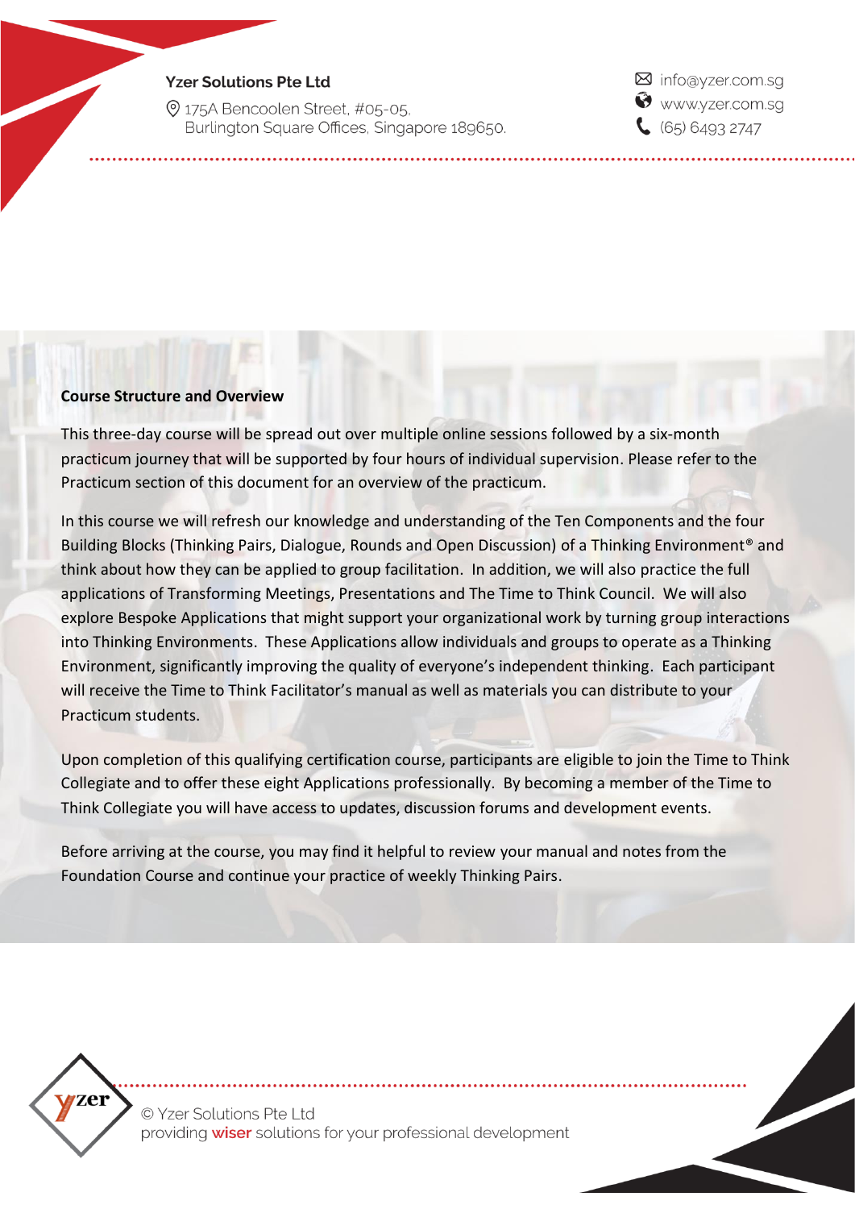**Course Structure and Overview**

This three-day course will be spread out over multiple online sessions followed by a six-month practicum journey that will be supported by four hours of individual supervision. Please refer to the Practicum section of this document for an overview of the practicum.

In this course we will refresh our knowledge and understanding of the Ten Components and the four Building Blocks (Thinking Pairs, Dialogue, Rounds and Open Discussion) of a Thinking Environment® and think about how they can be applied to group facilitation. In addition, we will also practice the full applications of Transforming Meetings, Presentations and The Time to Think Council. We will also explore Bespoke Applications that might support your organizational work by turning group interactions into Thinking Environments. These Applications allow individuals and groups to operate as a Thinking Environment, significantly improving the quality of everyone's independent thinking. Each participant will receive the Time to Think Facilitator's manual as well as materials you can distribute to your Practicum students.

Upon completion of this qualifying certification course, participants are eligible to join the Time to Think Collegiate and to offer these eight Applications professionally. By becoming a member of the Time to Think Collegiate you will have access to updates, discussion forums and development events.

Before arriving at the course, you may find it helpful to review your manual and notes from the Foundation Course and continue your practice of weekly Thinking Pairs.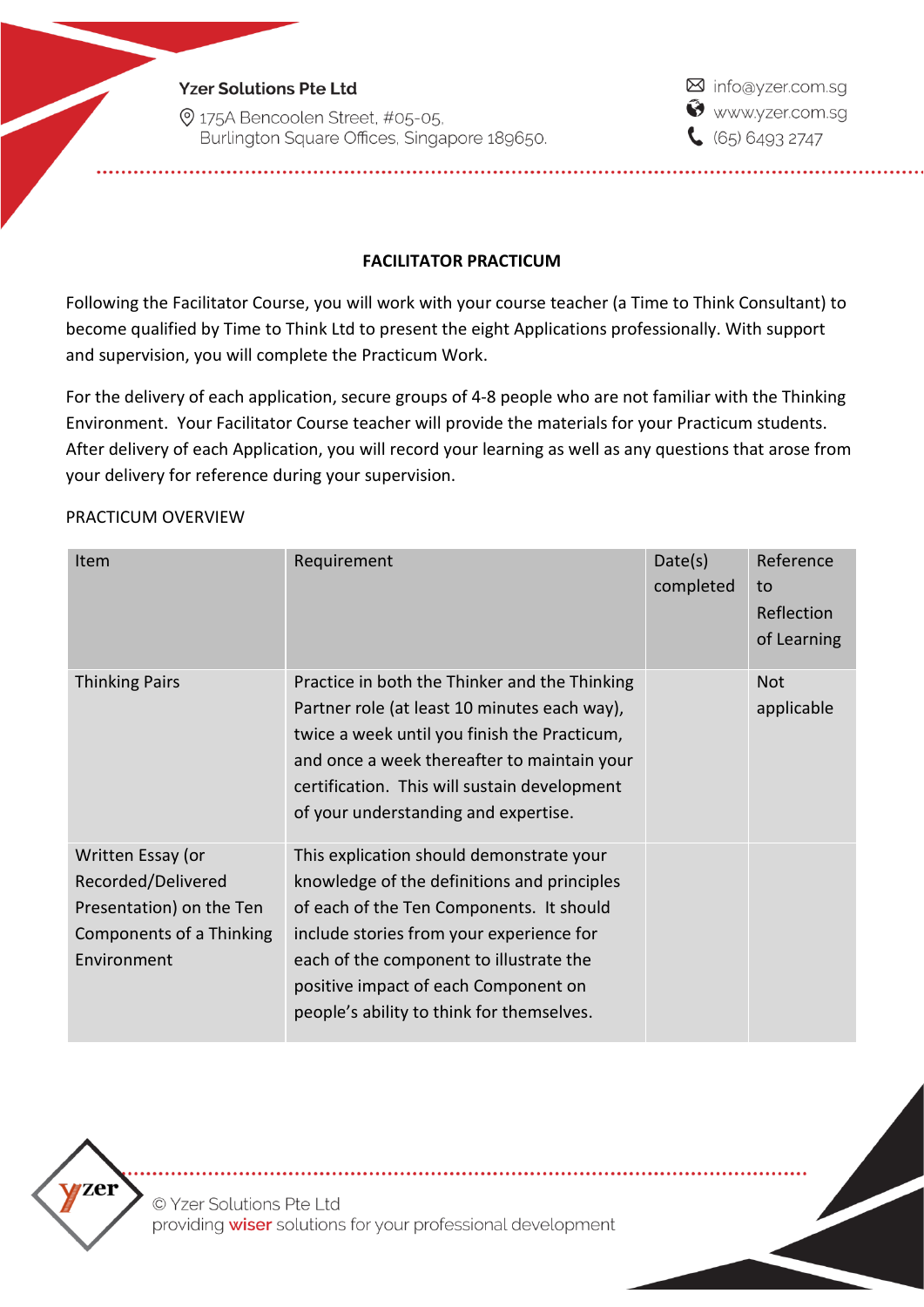## FACILITATOR PRACTICUM

Following the Facilitator Course, you will work with your course teacher (a Time to Think Consultant) to become qualified by Time to Think Ltd to present the eight Applications professionally. With support and supervision, you will complete the Practicum Work.

For the delivery of each application, secure groups of 4-8 people who are not familiar with the Thinking Environment. Your Facilitator Course teacher will provide the materials for your Practicum students. After delivery of each Application, you will record your learning as well as any questions that arose from your delivery for reference during your supervision.

PRACTICUM OVERVIEW

| Item | Requirement | Date(s) completed | Reference to Reflection of Learning |
|---|---|---|---|
| Thinking Pairs | Practice in both the Thinker and the Thinking Partner role (at least 10 minutes each way), twice a week until you finish the Practicum, and once a week thereafter to maintain your certification. This will sustain development of your understanding and expertise. | | Not applicable |
| Written Essay (or Recorded/Delivered Presentation) on the Ten Components of a Thinking Environment | This explication should demonstrate your knowledge of the definitions and principles of each of the Ten Components. It should include stories from your experience for each of the component to illustrate the positive impact of each Component on people's ability to think for themselves. | | |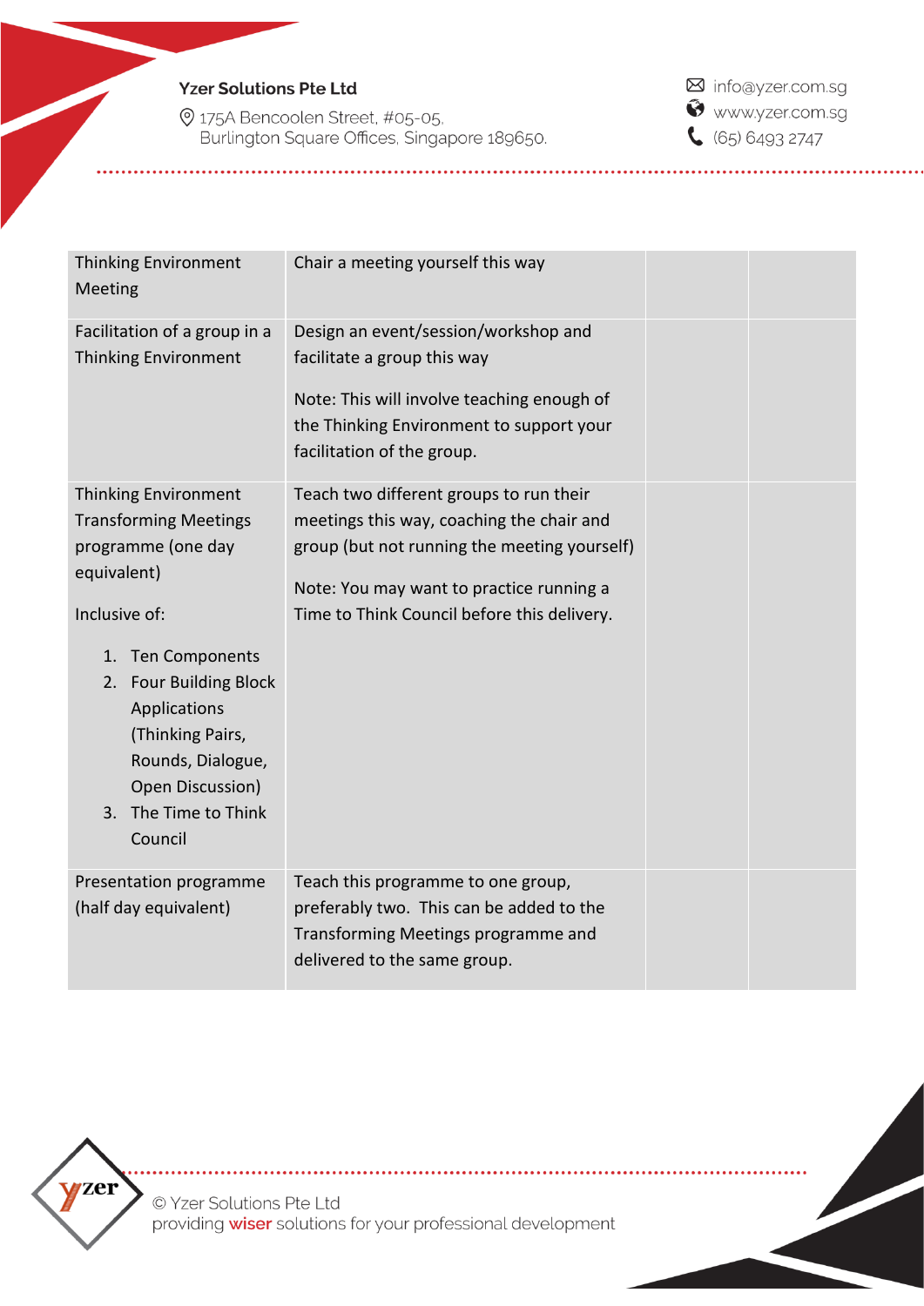| | | | |
|---|---|---|---|
| Thinking Environment Meeting | Chair a meeting yourself this way | | |
| Facilitation of a group in a Thinking Environment | Design an event/session/workshop and facilitate a group this way<br><br>Note: This will involve teaching enough of the Thinking Environment to support your facilitation of the group. | | |
| Thinking Environment Transforming Meetings programme (one day equivalent)<br><br>Inclusive of:<br><br>1. Ten Components<br>2. Four Building Block Applications (Thinking Pairs, Rounds, Dialogue, Open Discussion)<br>3. The Time to Think Council | Teach two different groups to run their meetings this way, coaching the chair and group (but not running the meeting yourself)<br><br>Note: You may want to practice running a Time to Think Council before this delivery. | | |
| Presentation programme (half day equivalent) | Teach this programme to one group, preferably two. This can be added to the Transforming Meetings programme and delivered to the same group. | | |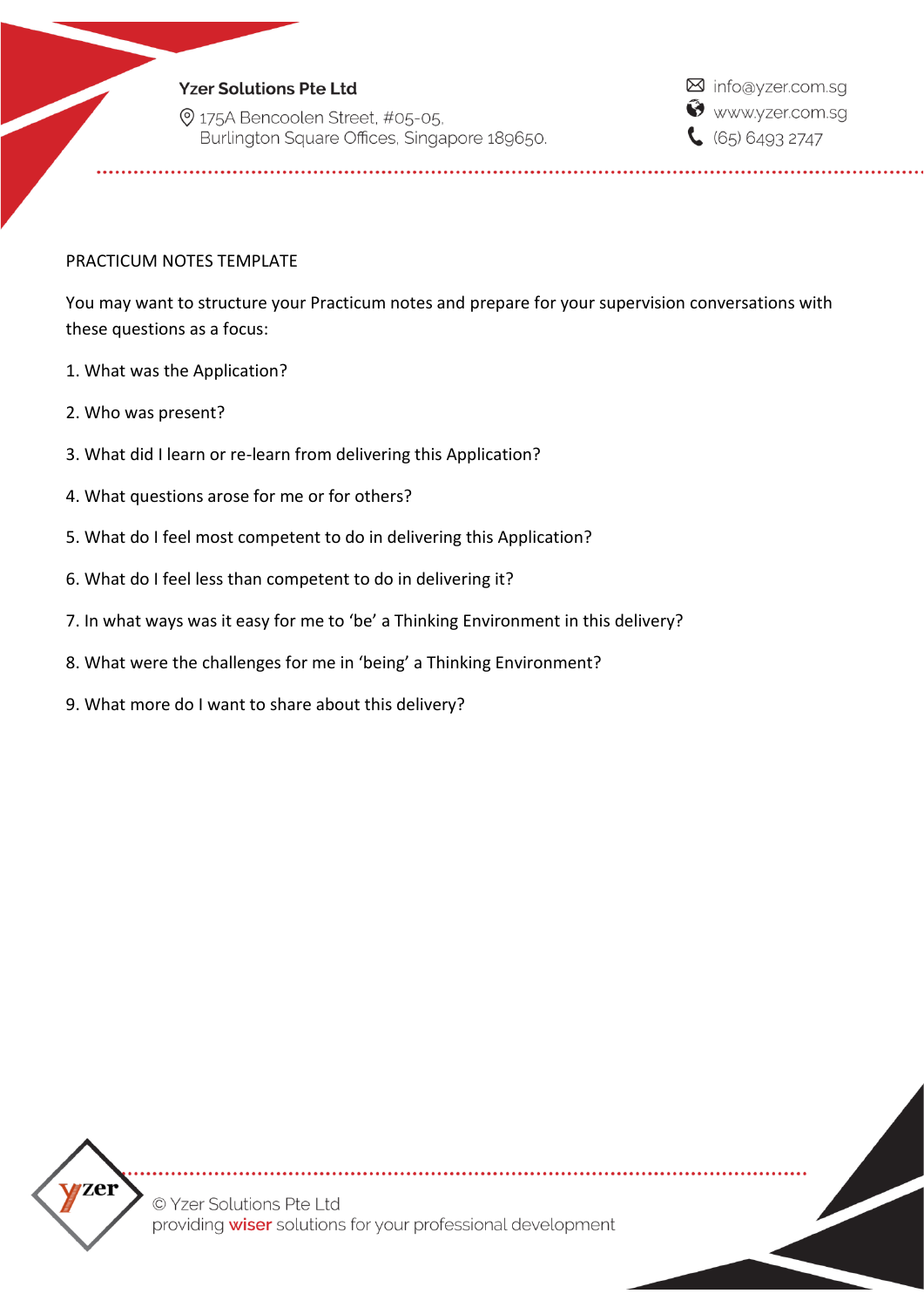# PRACTICUM NOTES TEMPLATE

You may want to structure your Practicum notes and prepare for your supervision conversations with these questions as a focus:

1. What was the Application?
2. Who was present?
3. What did I learn or re-learn from delivering this Application?
4. What questions arose for me or for others?
5. What do I feel most competent to do in delivering this Application?
6. What do I feel less than competent to do in delivering it?
7. In what ways was it easy for me to 'be' a Thinking Environment in this delivery?
8. What were the challenges for me in 'being' a Thinking Environment?
9. What more do I want to share about this delivery?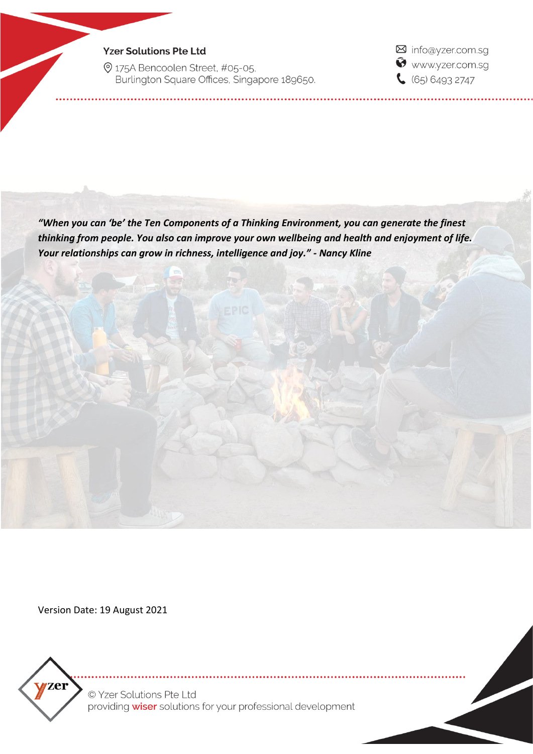**Yzer Solutions Pte Ltd**

175A Bencoolen Street, #05-05,
Burlington Square Offices, Singapore 189650.

info@yzer.com.sg
www.yzer.com.sg
(65) 6493 2747

***"When you can 'be' the Ten Components of a Thinking Environment, you can generate the finest thinking from people. You also can improve your own wellbeing and health and enjoyment of life. Your relationships can grow in richness, intelligence and joy." - Nancy Kline***

Version Date: 19 August 2021

© Yzer Solutions Pte Ltd
providing **wiser** solutions for your professional development